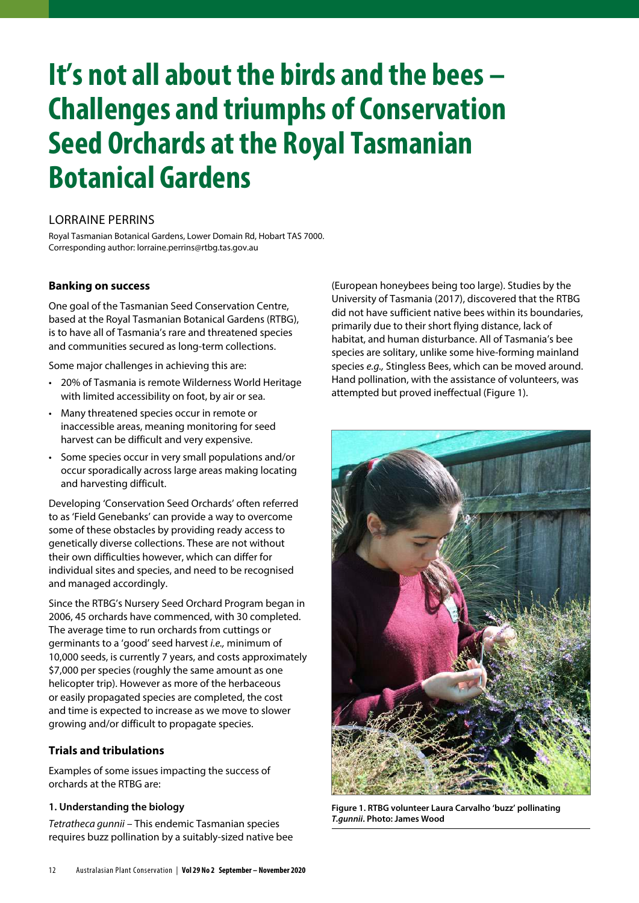# It's not all about the birds and the bees – Challenges and triumphs of Conservation Seed Orchards at the Royal Tasmanian Botanical Gardens

LORRAINE PERRINS

Royal Tasmanian Botanical Gardens, Lower Domain Rd, Hobart TAS 7000.
Corresponding author: lorraine.perrins@rtbg.tas.gov.au

### Banking on success

One goal of the Tasmanian Seed Conservation Centre, based at the Royal Tasmanian Botanical Gardens (RTBG), is to have all of Tasmania's rare and threatened species and communities secured as long-term collections.

Some major challenges in achieving this are:

- 20% of Tasmania is remote Wilderness World Heritage with limited accessibility on foot, by air or sea.
- Many threatened species occur in remote or inaccessible areas, meaning monitoring for seed harvest can be difficult and very expensive.
- Some species occur in very small populations and/or occur sporadically across large areas making locating and harvesting difficult.

Developing 'Conservation Seed Orchards' often referred to as 'Field Genebanks' can provide a way to overcome some of these obstacles by providing ready access to genetically diverse collections. These are not without their own difficulties however, which can differ for individual sites and species, and need to be recognised and managed accordingly.

Since the RTBG's Nursery Seed Orchard Program began in 2006, 45 orchards have commenced, with 30 completed. The average time to run orchards from cuttings or germinants to a 'good' seed harvest *i.e.,* minimum of 10,000 seeds, is currently 7 years, and costs approximately $7,000 per species (roughly the same amount as one helicopter trip). However as more of the herbaceous or easily propagated species are completed, the cost and time is expected to increase as we move to slower growing and/or difficult to propagate species.

### Trials and tribulations

Examples of some issues impacting the success of orchards at the RTBG are:

#### 1. Understanding the biology

*Tetratheca gunnii* – This endemic Tasmanian species requires buzz pollination by a suitably-sized native bee (European honeybees being too large). Studies by the University of Tasmania (2017), discovered that the RTBG did not have sufficient native bees within its boundaries, primarily due to their short flying distance, lack of habitat, and human disturbance. All of Tasmania's bee species are solitary, unlike some hive-forming mainland species *e.g.,* Stingless Bees, which can be moved around. Hand pollination, with the assistance of volunteers, was attempted but proved ineffectual (Figure 1).

**Figure 1. RTBG volunteer Laura Carvalho 'buzz' pollinating *T.gunnii*. Photo: James Wood**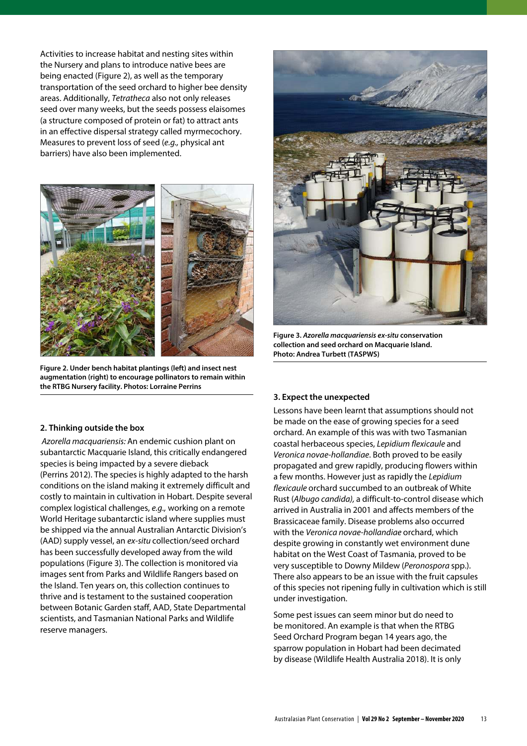Activities to increase habitat and nesting sites within the Nursery and plans to introduce native bees are being enacted (Figure 2), as well as the temporary transportation of the seed orchard to higher bee density areas. Additionally, *Tetratheca* also not only releases seed over many weeks, but the seeds possess elaisomes (a structure composed of protein or fat) to attract ants in an effective dispersal strategy called myrmecochory. Measures to prevent loss of seed (*e.g.,* physical ant barriers) have also been implemented.

**Figure 2. Under bench habitat plantings (left) and insect nest augmentation (right) to encourage pollinators to remain within the RTBG Nursery facility. Photos: Lorraine Perrins**

### 2. Thinking outside the box

*Azorella macquariensis:* An endemic cushion plant on subantarctic Macquarie Island, this critically endangered species is being impacted by a severe dieback (Perrins 2012). The species is highly adapted to the harsh conditions on the island making it extremely difficult and costly to maintain in cultivation in Hobart. Despite several complex logistical challenges, *e.g.,* working on a remote World Heritage subantarctic island where supplies must be shipped via the annual Australian Antarctic Division's (AAD) supply vessel, an *ex-situ* collection/seed orchard has been successfully developed away from the wild populations (Figure 3). The collection is monitored via images sent from Parks and Wildlife Rangers based on the Island. Ten years on, this collection continues to thrive and is testament to the sustained cooperation between Botanic Garden staff, AAD, State Departmental scientists, and Tasmanian National Parks and Wildlife reserve managers.

**Figure 3. *Azorella macquariensis ex-situ* conservation collection and seed orchard on Macquarie Island. Photo: Andrea Turbett (TASPWS)**

### 3. Expect the unexpected

Lessons have been learnt that assumptions should not be made on the ease of growing species for a seed orchard. An example of this was with two Tasmanian coastal herbaceous species, *Lepidium flexicaule* and *Veronica novae-hollandiae*. Both proved to be easily propagated and grew rapidly, producing flowers within a few months. However just as rapidly the *Lepidium flexicaule* orchard succumbed to an outbreak of White Rust (*Albugo candida),* a difficult-to-control disease which arrived in Australia in 2001 and affects members of the Brassicaceae family. Disease problems also occurred with the *Veronica novae-hollandiae* orchard, which despite growing in constantly wet environment dune habitat on the West Coast of Tasmania, proved to be very susceptible to Downy Mildew (*Peronospora* spp.). There also appears to be an issue with the fruit capsules of this species not ripening fully in cultivation which is still under investigation.

Some pest issues can seem minor but do need to be monitored. An example is that when the RTBG Seed Orchard Program began 14 years ago, the sparrow population in Hobart had been decimated by disease (Wildlife Health Australia 2018). It is only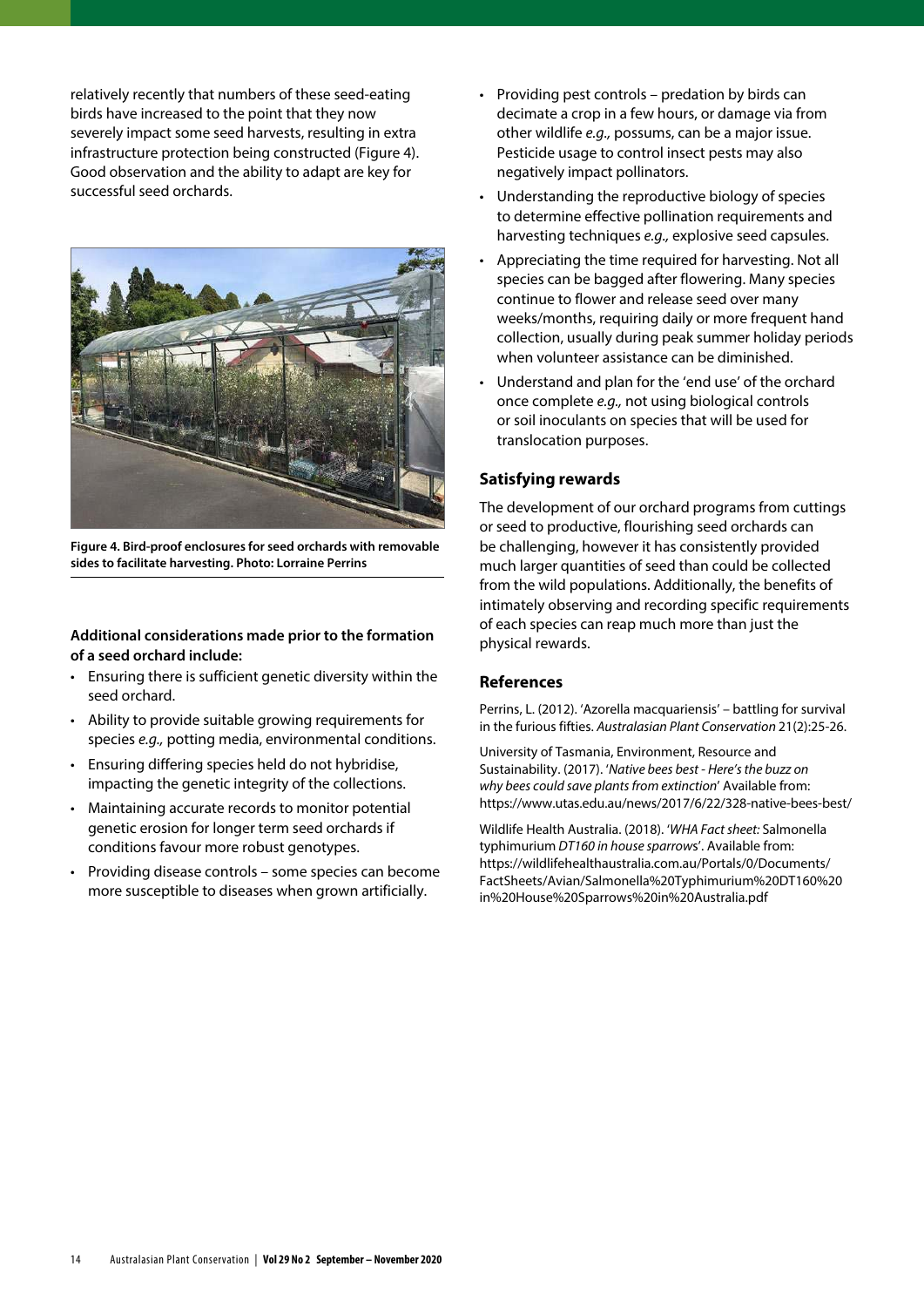relatively recently that numbers of these seed-eating birds have increased to the point that they now severely impact some seed harvests, resulting in extra infrastructure protection being constructed (Figure 4). Good observation and the ability to adapt are key for successful seed orchards.

**Figure 4. Bird-proof enclosures for seed orchards with removable sides to facilitate harvesting. Photo: Lorraine Perrins**

**Additional considerations made prior to the formation of a seed orchard include:**

- Ensuring there is sufficient genetic diversity within the seed orchard.
- Ability to provide suitable growing requirements for species *e.g.,* potting media, environmental conditions.
- Ensuring differing species held do not hybridise, impacting the genetic integrity of the collections.
- Maintaining accurate records to monitor potential genetic erosion for longer term seed orchards if conditions favour more robust genotypes.
- Providing disease controls – some species can become more susceptible to diseases when grown artificially.
- Providing pest controls – predation by birds can decimate a crop in a few hours, or damage via from other wildlife *e.g.,* possums, can be a major issue. Pesticide usage to control insect pests may also negatively impact pollinators.
- Understanding the reproductive biology of species to determine effective pollination requirements and harvesting techniques *e.g.,* explosive seed capsules.
- Appreciating the time required for harvesting. Not all species can be bagged after flowering. Many species continue to flower and release seed over many weeks/months, requiring daily or more frequent hand collection, usually during peak summer holiday periods when volunteer assistance can be diminished.
- Understand and plan for the 'end use' of the orchard once complete *e.g.,* not using biological controls or soil inoculants on species that will be used for translocation purposes.

## Satisfying rewards

The development of our orchard programs from cuttings or seed to productive, flourishing seed orchards can be challenging, however it has consistently provided much larger quantities of seed than could be collected from the wild populations. Additionally, the benefits of intimately observing and recording specific requirements of each species can reap much more than just the physical rewards.

## References

Perrins, L. (2012). 'Azorella macquariensis' – battling for survival in the furious fifties. *Australasian Plant Conservation* 21(2):25-26.

University of Tasmania, Environment, Resource and Sustainability. (2017). '*Native bees best - Here's the buzz on why bees could save plants from extinction*' Available from: https://www.utas.edu.au/news/2017/6/22/328-native-bees-best/

Wildlife Health Australia. (2018). '*WHA Fact sheet:* Salmonella typhimurium *DT160 in house sparrows*'. Available from: https://wildlifehealthaustralia.com.au/Portals/0/Documents/FactSheets/Avian/Salmonella%20Typhimurium%20DT160%20in%20House%20Sparrows%20in%20Australia.pdf